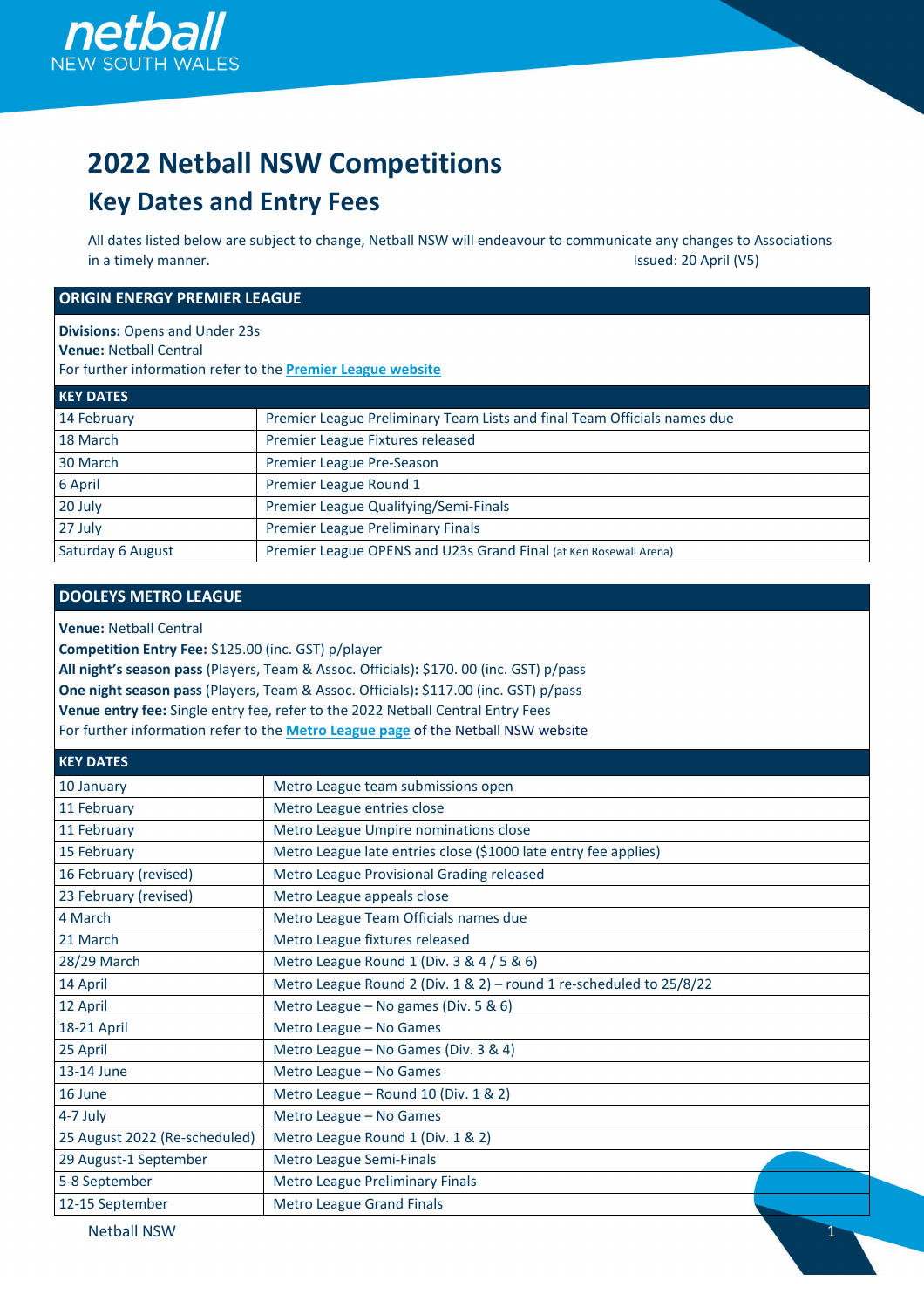# 2022 Netball NSW Competitions

## Key Dates and Entry Fees

All dates listed below are subject to change, Netball NSW will endeavour to communicate any changes to Associations in a timely manner. Issued: 20 April (V5)

### ORIGIN ENERGY PREMIER LEAGUE

**Divisions:** Opens and Under 23s
**Venue:** Netball Central
For further information refer to the **Premier League website**

| KEY DATES | |
|---|---|
| 14 February | Premier League Preliminary Team Lists and final Team Officials names due |
| 18 March | Premier League Fixtures released |
| 30 March | Premier League Pre-Season |
| 6 April | Premier League Round 1 |
| 20 July | Premier League Qualifying/Semi-Finals |
| 27 July | Premier League Preliminary Finals |
| Saturday 6 August | Premier League OPENS and U23s Grand Final (at Ken Rosewall Arena) |

### DOOLEYS METRO LEAGUE

**Venue:** Netball Central
**Competition Entry Fee:** $125.00 (inc. GST) p/player
**All night's season pass** (Players, Team & Assoc. Officials)**:** $170. 00 (inc. GST) p/pass
**One night season pass** (Players, Team & Assoc. Officials)**:** $117.00 (inc. GST) p/pass
**Venue entry fee:** Single entry fee, refer to the 2022 Netball Central Entry Fees
For further information refer to the **Metro League page** of the Netball NSW website

| KEY DATES | |
|---|---|
| 10 January | Metro League team submissions open |
| 11 February | Metro League entries close |
| 11 February | Metro League Umpire nominations close |
| 15 February | Metro League late entries close ($1000 late entry fee applies) |
| 16 February (revised) | Metro League Provisional Grading released |
| 23 February (revised) | Metro League appeals close |
| 4 March | Metro League Team Officials names due |
| 21 March | Metro League fixtures released |
| 28/29 March | Metro League Round 1 (Div. 3 & 4 / 5 & 6) |
| 14 April | Metro League Round 2 (Div. 1 & 2) – round 1 re-scheduled to 25/8/22 |
| 12 April | Metro League – No games (Div. 5 & 6) |
| 18-21 April | Metro League – No Games |
| 25 April | Metro League – No Games (Div. 3 & 4) |
| 13-14 June | Metro League – No Games |
| 16 June | Metro League – Round 10 (Div. 1 & 2) |
| 4-7 July | Metro League – No Games |
| 25 August 2022 (Re-scheduled) | Metro League Round 1 (Div. 1 & 2) |
| 29 August-1 September | Metro League Semi-Finals |
| 5-8 September | Metro League Preliminary Finals |
| 12-15 September | Metro League Grand Finals |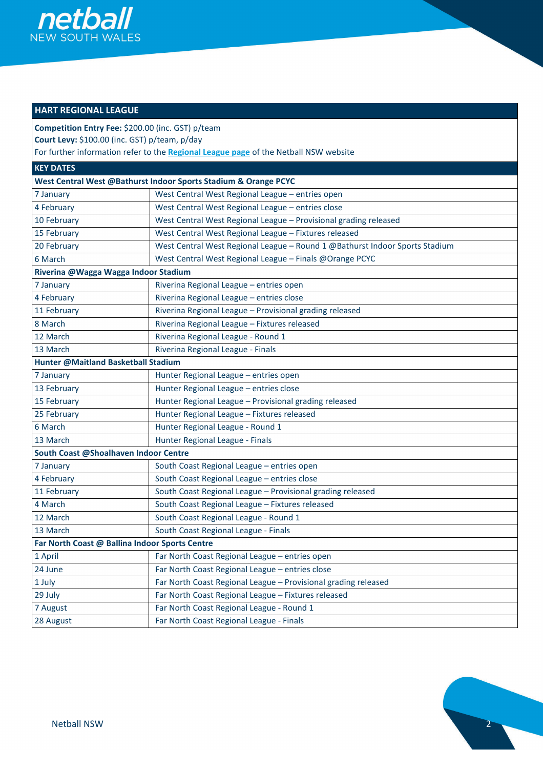## HART REGIONAL LEAGUE

**Competition Entry Fee:** $200.00 (inc. GST) p/team
**Court Levy:** $100.00 (inc. GST) p/team, p/day
For further information refer to the **Regional League page** of the Netball NSW website

### KEY DATES

| Date | Event |
|---|---|
| **West Central West @Bathurst Indoor Sports Stadium & Orange PCYC** | |
| 7 January | West Central West Regional League – entries open |
| 4 February | West Central West Regional League – entries close |
| 10 February | West Central West Regional League – Provisional grading released |
| 15 February | West Central West Regional League – Fixtures released |
| 20 February | West Central West Regional League – Round 1 @Bathurst Indoor Sports Stadium |
| 6 March | West Central West Regional League – Finals @Orange PCYC |
| **Riverina @Wagga Wagga Indoor Stadium** | |
| 7 January | Riverina Regional League – entries open |
| 4 February | Riverina Regional League – entries close |
| 11 February | Riverina Regional League – Provisional grading released |
| 8 March | Riverina Regional League – Fixtures released |
| 12 March | Riverina Regional League - Round 1 |
| 13 March | Riverina Regional League - Finals |
| **Hunter @Maitland Basketball Stadium** | |
| 7 January | Hunter Regional League – entries open |
| 13 February | Hunter Regional League – entries close |
| 15 February | Hunter Regional League – Provisional grading released |
| 25 February | Hunter Regional League – Fixtures released |
| 6 March | Hunter Regional League - Round 1 |
| 13 March | Hunter Regional League - Finals |
| **South Coast @Shoalhaven Indoor Centre** | |
| 7 January | South Coast Regional League – entries open |
| 4 February | South Coast Regional League – entries close |
| 11 February | South Coast Regional League – Provisional grading released |
| 4 March | South Coast Regional League – Fixtures released |
| 12 March | South Coast Regional League - Round 1 |
| 13 March | South Coast Regional League - Finals |
| **Far North Coast @ Ballina Indoor Sports Centre** | |
| 1 April | Far North Coast Regional League – entries open |
| 24 June | Far North Coast Regional League – entries close |
| 1 July | Far North Coast Regional League – Provisional grading released |
| 29 July | Far North Coast Regional League – Fixtures released |
| 7 August | Far North Coast Regional League - Round 1 |
| 28 August | Far North Coast Regional League - Finals |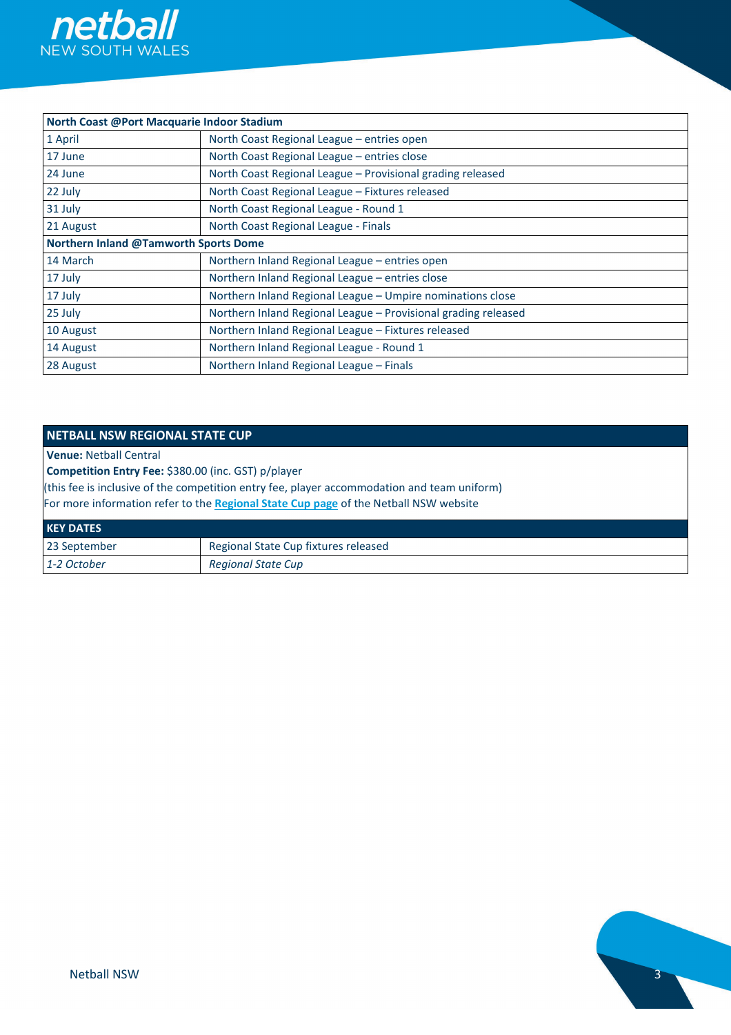| North Coast @Port Macquarie Indoor Stadium | |
|---|---|
| 1 April | North Coast Regional League – entries open |
| 17 June | North Coast Regional League – entries close |
| 24 June | North Coast Regional League – Provisional grading released |
| 22 July | North Coast Regional League – Fixtures released |
| 31 July | North Coast Regional League - Round 1 |
| 21 August | North Coast Regional League - Finals |
| **Northern Inland @Tamworth Sports Dome** | |
| 14 March | Northern Inland Regional League – entries open |
| 17 July | Northern Inland Regional League – entries close |
| 17 July | Northern Inland Regional League – Umpire nominations close |
| 25 July | Northern Inland Regional League – Provisional grading released |
| 10 August | Northern Inland Regional League – Fixtures released |
| 14 August | Northern Inland Regional League - Round 1 |
| 28 August | Northern Inland Regional League – Finals |

## NETBALL NSW REGIONAL STATE CUP

**Venue:** Netball Central

**Competition Entry Fee:** $380.00 (inc. GST) p/player

(this fee is inclusive of the competition entry fee, player accommodation and team uniform)

For more information refer to the **Regional State Cup page** of the Netball NSW website

| KEY DATES | |
|---|---|
| 23 September | Regional State Cup fixtures released |
| *1-2 October* | *Regional State Cup* |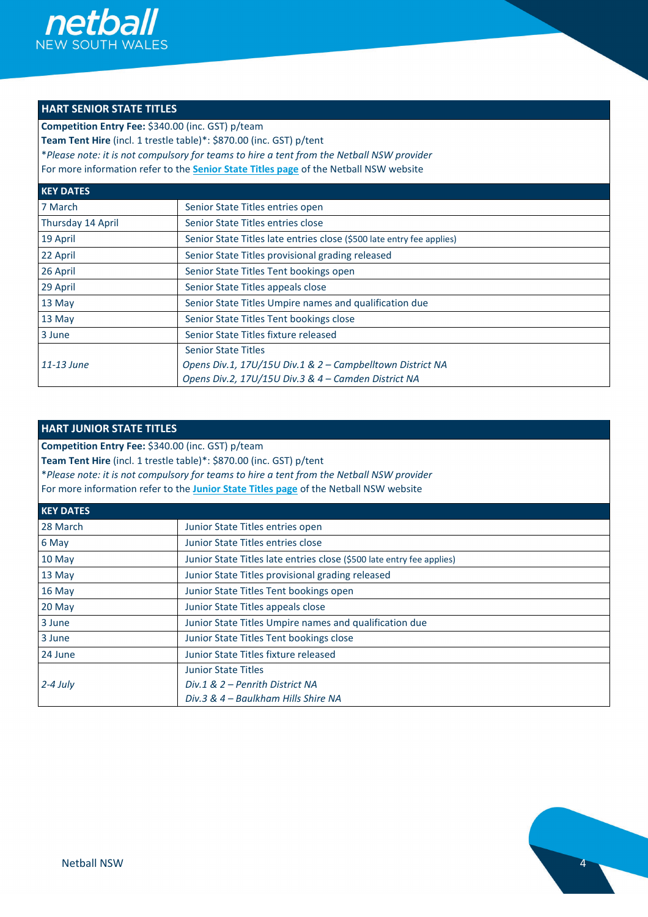## HART SENIOR STATE TITLES

**Competition Entry Fee:** $340.00 (inc. GST) p/team
**Team Tent Hire** (incl. 1 trestle table)*: $870.00 (inc. GST) p/tent
**Please note: it is not compulsory for teams to hire a tent from the Netball NSW provider*
For more information refer to the **Senior State Titles page** of the Netball NSW website

| KEY DATES | |
|---|---|
| 7 March | Senior State Titles entries open |
| Thursday 14 April | Senior State Titles entries close |
| 19 April | Senior State Titles late entries close ($500 late entry fee applies) |
| 22 April | Senior State Titles provisional grading released |
| 26 April | Senior State Titles Tent bookings open |
| 29 April | Senior State Titles appeals close |
| 13 May | Senior State Titles Umpire names and qualification due |
| 13 May | Senior State Titles Tent bookings close |
| 3 June | Senior State Titles fixture released |
| *11-13 June* | Senior State Titles<br>*Opens Div.1, 17U/15U Div.1 & 2 – Campbelltown District NA*<br>*Opens Div.2, 17U/15U Div.3 & 4 – Camden District NA* |

## HART JUNIOR STATE TITLES

**Competition Entry Fee:** $340.00 (inc. GST) p/team
**Team Tent Hire** (incl. 1 trestle table)*: $870.00 (inc. GST) p/tent
**Please note: it is not compulsory for teams to hire a tent from the Netball NSW provider*
For more information refer to the **Junior State Titles page** of the Netball NSW website

| KEY DATES | |
|---|---|
| 28 March | Junior State Titles entries open |
| 6 May | Junior State Titles entries close |
| 10 May | Junior State Titles late entries close ($500 late entry fee applies) |
| 13 May | Junior State Titles provisional grading released |
| 16 May | Junior State Titles Tent bookings open |
| 20 May | Junior State Titles appeals close |
| 3 June | Junior State Titles Umpire names and qualification due |
| 3 June | Junior State Titles Tent bookings close |
| 24 June | Junior State Titles fixture released |
| *2-4 July* | Junior State Titles<br>*Div.1 & 2 – Penrith District NA*<br>*Div.3 & 4 – Baulkham Hills Shire NA* |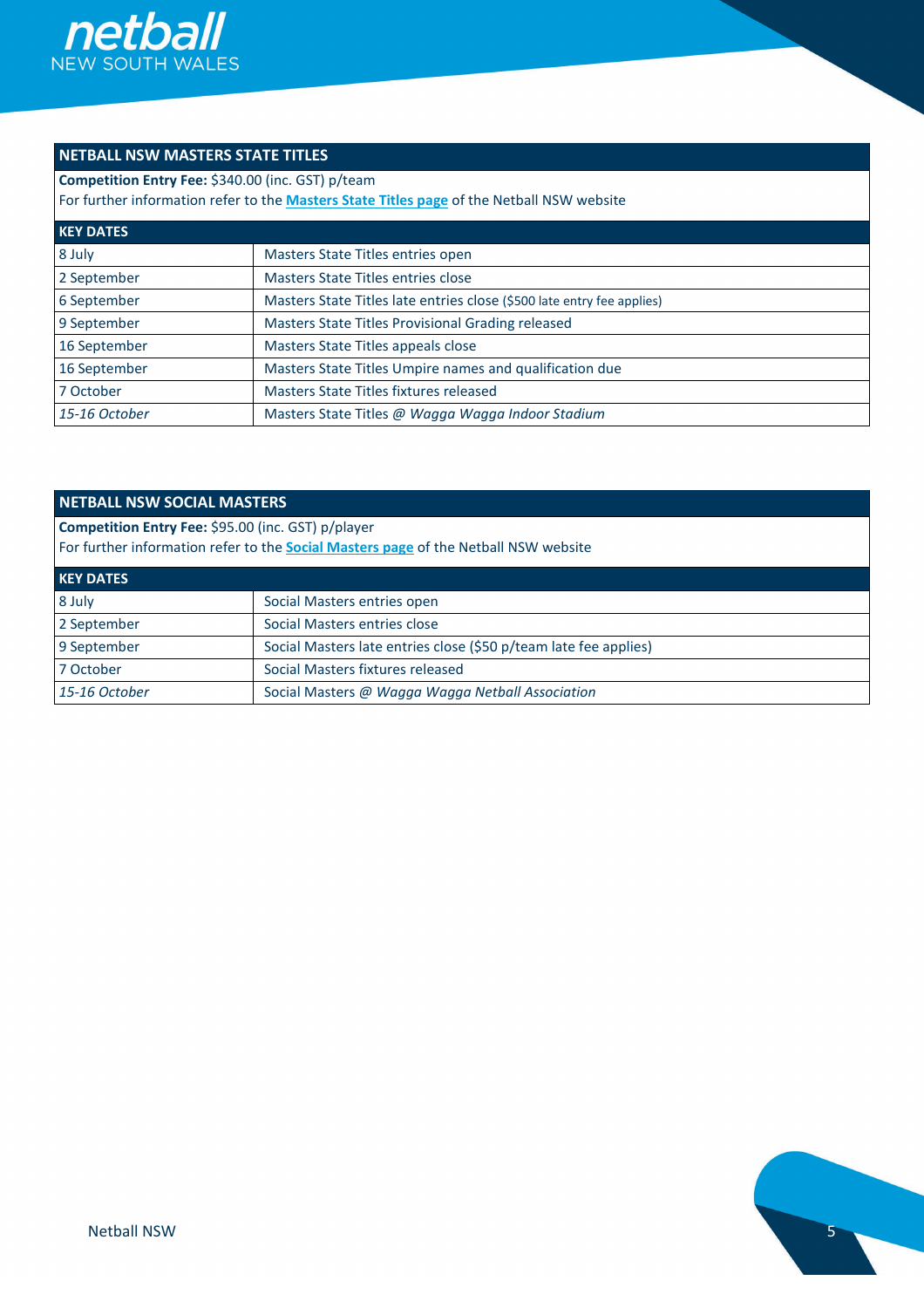## NETBALL NSW MASTERS STATE TITLES

**Competition Entry Fee:** $340.00 (inc. GST) p/team
For further information refer to the **Masters State Titles page** of the Netball NSW website

| KEY DATES | |
|---|---|
| 8 July | Masters State Titles entries open |
| 2 September | Masters State Titles entries close |
| 6 September | Masters State Titles late entries close ($500 late entry fee applies) |
| 9 September | Masters State Titles Provisional Grading released |
| 16 September | Masters State Titles appeals close |
| 16 September | Masters State Titles Umpire names and qualification due |
| 7 October | Masters State Titles fixtures released |
| *15-16 October* | Masters State Titles @ *Wagga Wagga Indoor Stadium* |

## NETBALL NSW SOCIAL MASTERS

**Competition Entry Fee:** $95.00 (inc. GST) p/player
For further information refer to the **Social Masters page** of the Netball NSW website

| KEY DATES | |
|---|---|
| 8 July | Social Masters entries open |
| 2 September | Social Masters entries close |
| 9 September | Social Masters late entries close ($50 p/team late fee applies) |
| 7 October | Social Masters fixtures released |
| *15-16 October* | Social Masters @ *Wagga Wagga Netball Association* |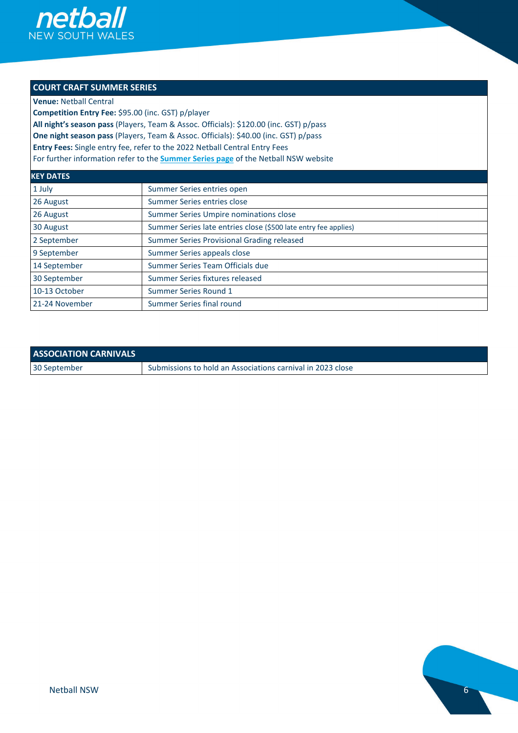## COURT CRAFT SUMMER SERIES

**Venue:** Netball Central
**Competition Entry Fee:** $95.00 (inc. GST) p/player
**All night's season pass** (Players, Team & Assoc. Officials): $120.00 (inc. GST) p/pass
**One night season pass** (Players, Team & Assoc. Officials): $40.00 (inc. GST) p/pass
**Entry Fees:** Single entry fee, refer to the 2022 Netball Central Entry Fees
For further information refer to the **Summer Series page** of the Netball NSW website

### KEY DATES

| | |
|---|---|
| 1 July | Summer Series entries open |
| 26 August | Summer Series entries close |
| 26 August | Summer Series Umpire nominations close |
| 30 August | Summer Series late entries close ($500 late entry fee applies) |
| 2 September | Summer Series Provisional Grading released |
| 9 September | Summer Series appeals close |
| 14 September | Summer Series Team Officials due |
| 30 September | Summer Series fixtures released |
| 10-13 October | Summer Series Round 1 |
| 21-24 November | Summer Series final round |

## ASSOCIATION CARNIVALS

| | |
|---|---|
| 30 September | Submissions to hold an Associations carnival in 2023 close |